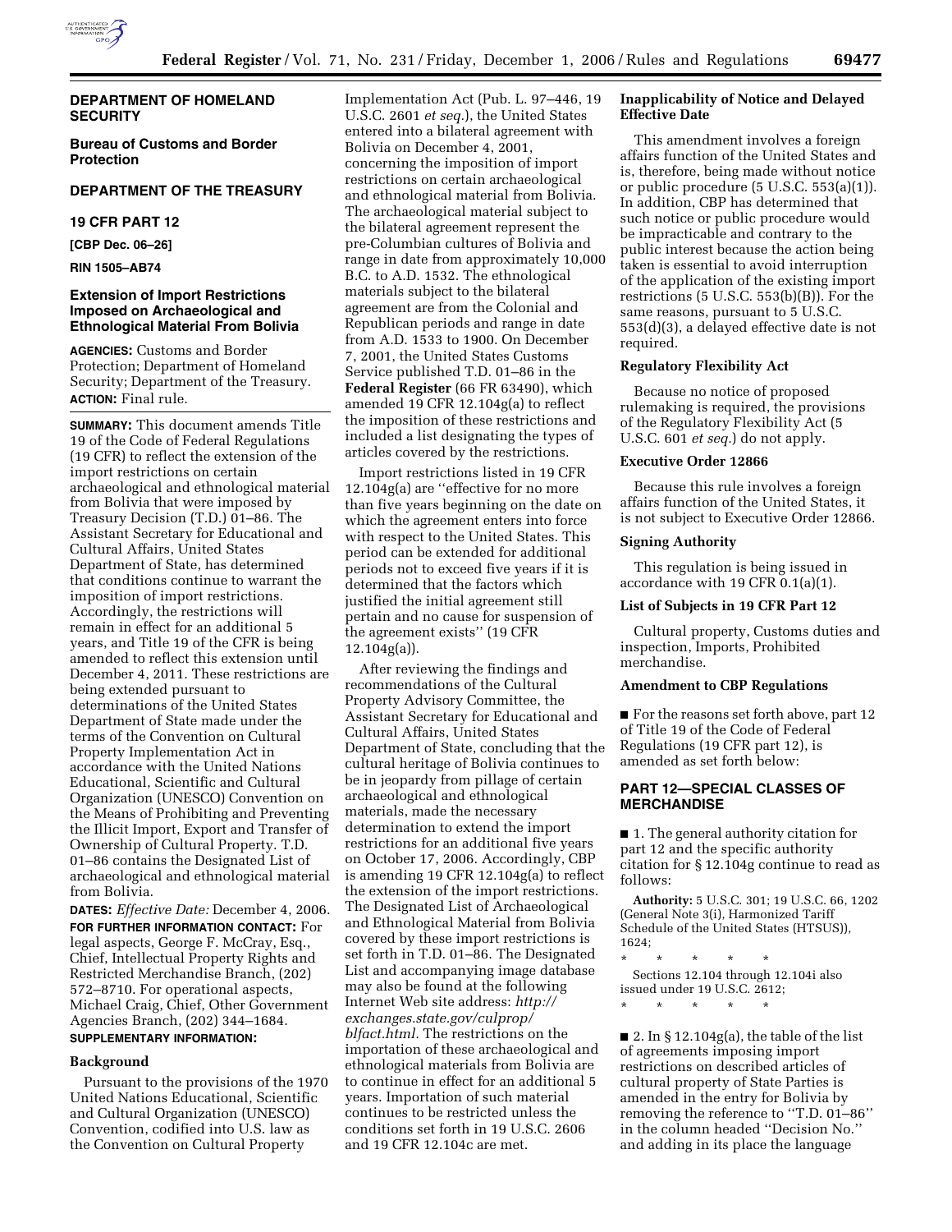# DEPARTMENT OF HOMELAND SECURITY

## Bureau of Customs and Border Protection

# DEPARTMENT OF THE TREASURY

## 19 CFR PART 12

**[CBP Dec. 06–26]**

**RIN 1505–AB74**

## Extension of Import Restrictions Imposed on Archaeological and Ethnological Material From Bolivia

**AGENCIES:** Customs and Border Protection; Department of Homeland Security; Department of the Treasury.

**ACTION:** Final rule.

**SUMMARY:** This document amends Title 19 of the Code of Federal Regulations (19 CFR) to reflect the extension of the import restrictions on certain archaeological and ethnological material from Bolivia that were imposed by Treasury Decision (T.D.) 01–86. The Assistant Secretary for Educational and Cultural Affairs, United States Department of State, has determined that conditions continue to warrant the imposition of import restrictions. Accordingly, the restrictions will remain in effect for an additional 5 years, and Title 19 of the CFR is being amended to reflect this extension until December 4, 2011. These restrictions are being extended pursuant to determinations of the United States Department of State made under the terms of the Convention on Cultural Property Implementation Act in accordance with the United Nations Educational, Scientific and Cultural Organization (UNESCO) Convention on the Means of Prohibiting and Preventing the Illicit Import, Export and Transfer of Ownership of Cultural Property. T.D. 01–86 contains the Designated List of archaeological and ethnological material from Bolivia.

**DATES:** *Effective Date:* December 4, 2006.

**FOR FURTHER INFORMATION CONTACT:** For legal aspects, George F. McCray, Esq., Chief, Intellectual Property Rights and Restricted Merchandise Branch, (202) 572–8710. For operational aspects, Michael Craig, Chief, Other Government Agencies Branch, (202) 344–1684.

**SUPPLEMENTARY INFORMATION:**

### Background

Pursuant to the provisions of the 1970 United Nations Educational, Scientific and Cultural Organization (UNESCO) Convention, codified into U.S. law as the Convention on Cultural Property Implementation Act (Pub. L. 97–446, 19 U.S.C. 2601 *et seq.*), the United States entered into a bilateral agreement with Bolivia on December 4, 2001, concerning the imposition of import restrictions on certain archaeological and ethnological material from Bolivia. The archaeological material subject to the bilateral agreement represent the pre-Columbian cultures of Bolivia and range in date from approximately 10,000 B.C. to A.D. 1532. The ethnological materials subject to the bilateral agreement are from the Colonial and Republican periods and range in date from A.D. 1533 to 1900. On December 7, 2001, the United States Customs Service published T.D. 01–86 in the **Federal Register** (66 FR 63490), which amended 19 CFR 12.104g(a) to reflect the imposition of these restrictions and included a list designating the types of articles covered by the restrictions.

Import restrictions listed in 19 CFR 12.104g(a) are ''effective for no more than five years beginning on the date on which the agreement enters into force with respect to the United States. This period can be extended for additional periods not to exceed five years if it is determined that the factors which justified the initial agreement still pertain and no cause for suspension of the agreement exists'' (19 CFR 12.104g(a)).

After reviewing the findings and recommendations of the Cultural Property Advisory Committee, the Assistant Secretary for Educational and Cultural Affairs, United States Department of State, concluding that the cultural heritage of Bolivia continues to be in jeopardy from pillage of certain archaeological and ethnological materials, made the necessary determination to extend the import restrictions for an additional five years on October 17, 2006. Accordingly, CBP is amending 19 CFR 12.104g(a) to reflect the extension of the import restrictions. The Designated List of Archaeological and Ethnological Material from Bolivia covered by these import restrictions is set forth in T.D. 01–86. The Designated List and accompanying image database may also be found at the following Internet Web site address: *http://exchanges.state.gov/culprop/blfact.html.* The restrictions on the importation of these archaeological and ethnological materials from Bolivia are to continue in effect for an additional 5 years. Importation of such material continues to be restricted unless the conditions set forth in 19 U.S.C. 2606 and 19 CFR 12.104c are met.

### Inapplicability of Notice and Delayed Effective Date

This amendment involves a foreign affairs function of the United States and is, therefore, being made without notice or public procedure (5 U.S.C. 553(a)(1)). In addition, CBP has determined that such notice or public procedure would be impracticable and contrary to the public interest because the action being taken is essential to avoid interruption of the application of the existing import restrictions (5 U.S.C. 553(b)(B)). For the same reasons, pursuant to 5 U.S.C. 553(d)(3), a delayed effective date is not required.

### Regulatory Flexibility Act

Because no notice of proposed rulemaking is required, the provisions of the Regulatory Flexibility Act (5 U.S.C. 601 *et seq.*) do not apply.

### Executive Order 12866

Because this rule involves a foreign affairs function of the United States, it is not subject to Executive Order 12866.

### Signing Authority

This regulation is being issued in accordance with 19 CFR 0.1(a)(1).

### List of Subjects in 19 CFR Part 12

Cultural property, Customs duties and inspection, Imports, Prohibited merchandise.

### Amendment to CBP Regulations

■ For the reasons set forth above, part 12 of Title 19 of the Code of Federal Regulations (19 CFR part 12), is amended as set forth below:

## PART 12—SPECIAL CLASSES OF MERCHANDISE

■ 1. The general authority citation for part 12 and the specific authority citation for § 12.104g continue to read as follows:

**Authority:** 5 U.S.C. 301; 19 U.S.C. 66, 1202 (General Note 3(i), Harmonized Tariff Schedule of the United States (HTSUS)), 1624;

\* \* \* \* \*

Sections 12.104 through 12.104i also issued under 19 U.S.C. 2612;

\* \* \* \* \*

■ 2. In § 12.104g(a), the table of the list of agreements imposing import restrictions on described articles of cultural property of State Parties is amended in the entry for Bolivia by removing the reference to ''T.D. 01–86'' in the column headed ''Decision No.'' and adding in its place the language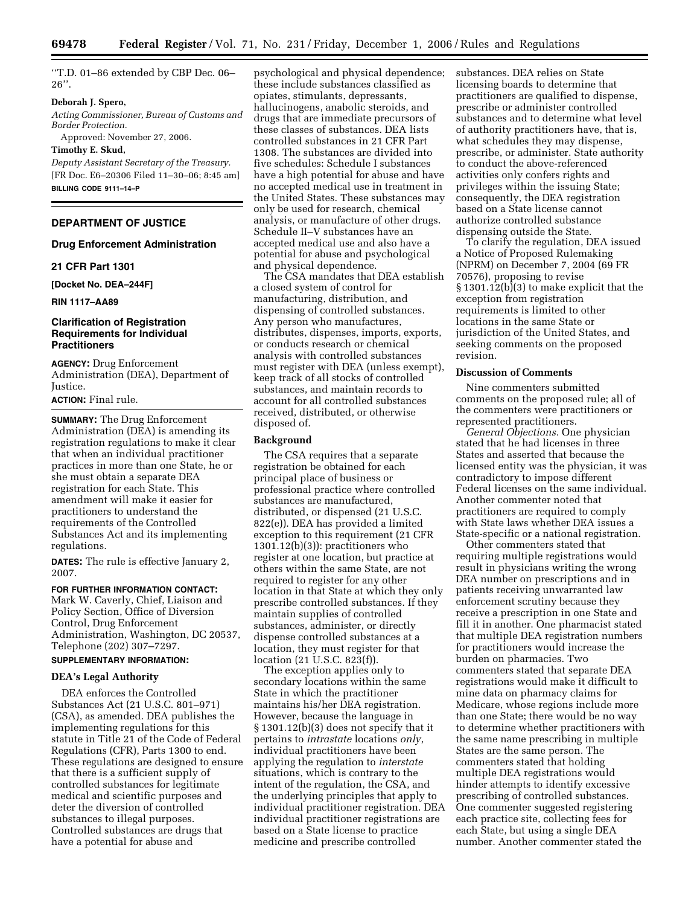''T.D. 01–86 extended by CBP Dec. 06–26''.

**Deborah J. Spero,**

*Acting Commissioner, Bureau of Customs and Border Protection.*

Approved: November 27, 2006.

**Timothy E. Skud,**

*Deputy Assistant Secretary of the Treasury.*

[FR Doc. E6–20306 Filed 11–30–06; 8:45 am]

**BILLING CODE 9111–14–P**

---

## DEPARTMENT OF JUSTICE

### Drug Enforcement Administration

### 21 CFR Part 1301

**[Docket No. DEA–244F]**

**RIN 1117–AA89**

## Clarification of Registration Requirements for Individual Practitioners

**AGENCY:** Drug Enforcement Administration (DEA), Department of Justice.

**ACTION:** Final rule.

---

**SUMMARY:** The Drug Enforcement Administration (DEA) is amending its registration regulations to make it clear that when an individual practitioner practices in more than one State, he or she must obtain a separate DEA registration for each State. This amendment will make it easier for practitioners to understand the requirements of the Controlled Substances Act and its implementing regulations.

**DATES:** The rule is effective January 2, 2007.

**FOR FURTHER INFORMATION CONTACT:** Mark W. Caverly, Chief, Liaison and Policy Section, Office of Diversion Control, Drug Enforcement Administration, Washington, DC 20537, Telephone (202) 307–7297.

**SUPPLEMENTARY INFORMATION:**

### DEA's Legal Authority

DEA enforces the Controlled Substances Act (21 U.S.C. 801–971) (CSA), as amended. DEA publishes the implementing regulations for this statute in Title 21 of the Code of Federal Regulations (CFR), Parts 1300 to end. These regulations are designed to ensure that there is a sufficient supply of controlled substances for legitimate medical and scientific purposes and deter the diversion of controlled substances to illegal purposes. Controlled substances are drugs that have a potential for abuse and psychological and physical dependence; these include substances classified as opiates, stimulants, depressants, hallucinogens, anabolic steroids, and drugs that are immediate precursors of these classes of substances. DEA lists controlled substances in 21 CFR Part 1308. The substances are divided into five schedules: Schedule I substances have a high potential for abuse and have no accepted medical use in treatment in the United States. These substances may only be used for research, chemical analysis, or manufacture of other drugs. Schedule II–V substances have an accepted medical use and also have a potential for abuse and psychological and physical dependence.

The CSA mandates that DEA establish a closed system of control for manufacturing, distribution, and dispensing of controlled substances. Any person who manufactures, distributes, dispenses, imports, exports, or conducts research or chemical analysis with controlled substances must register with DEA (unless exempt), keep track of all stocks of controlled substances, and maintain records to account for all controlled substances received, distributed, or otherwise disposed of.

### Background

The CSA requires that a separate registration be obtained for each principal place of business or professional practice where controlled substances are manufactured, distributed, or dispensed (21 U.S.C. 822(e)). DEA has provided a limited exception to this requirement (21 CFR 1301.12(b)(3)): practitioners who register at one location, but practice at others within the same State, are not required to register for any other location in that State at which they only prescribe controlled substances. If they maintain supplies of controlled substances, administer, or directly dispense controlled substances at a location, they must register for that location (21 U.S.C. 823(f)).

The exception applies only to secondary locations within the same State in which the practitioner maintains his/her DEA registration. However, because the language in § 1301.12(b)(3) does not specify that it pertains to *intrastate* locations *only*, individual practitioners have been applying the regulation to *interstate* situations, which is contrary to the intent of the regulation, the CSA, and the underlying principles that apply to individual practitioner registration. DEA individual practitioner registrations are based on a State license to practice medicine and prescribe controlled substances. DEA relies on State licensing boards to determine that practitioners are qualified to dispense, prescribe or administer controlled substances and to determine what level of authority practitioners have, that is, what schedules they may dispense, prescribe, or administer. State authority to conduct the above-referenced activities only confers rights and privileges within the issuing State; consequently, the DEA registration based on a State license cannot authorize controlled substance dispensing outside the State.

To clarify the regulation, DEA issued a Notice of Proposed Rulemaking (NPRM) on December 7, 2004 (69 FR 70576), proposing to revise § 1301.12(b)(3) to make explicit that the exception from registration requirements is limited to other locations in the same State or jurisdiction of the United States, and seeking comments on the proposed revision.

### Discussion of Comments

Nine commenters submitted comments on the proposed rule; all of the commenters were practitioners or represented practitioners.

*General Objections.* One physician stated that he had licenses in three States and asserted that because the licensed entity was the physician, it was contradictory to impose different Federal licenses on the same individual. Another commenter noted that practitioners are required to comply with State laws whether DEA issues a State-specific or a national registration.

Other commenters stated that requiring multiple registrations would result in physicians writing the wrong DEA number on prescriptions and in patients receiving unwarranted law enforcement scrutiny because they receive a prescription in one State and fill it in another. One pharmacist stated that multiple DEA registration numbers for practitioners would increase the burden on pharmacies. Two commenters stated that separate DEA registrations would make it difficult to mine data on pharmacy claims for Medicare, whose regions include more than one State; there would be no way to determine whether practitioners with the same name prescribing in multiple States are the same person. The commenters stated that holding multiple DEA registrations would hinder attempts to identify excessive prescribing of controlled substances. One commenter suggested registering each practice site, collecting fees for each State, but using a single DEA number. Another commenter stated the